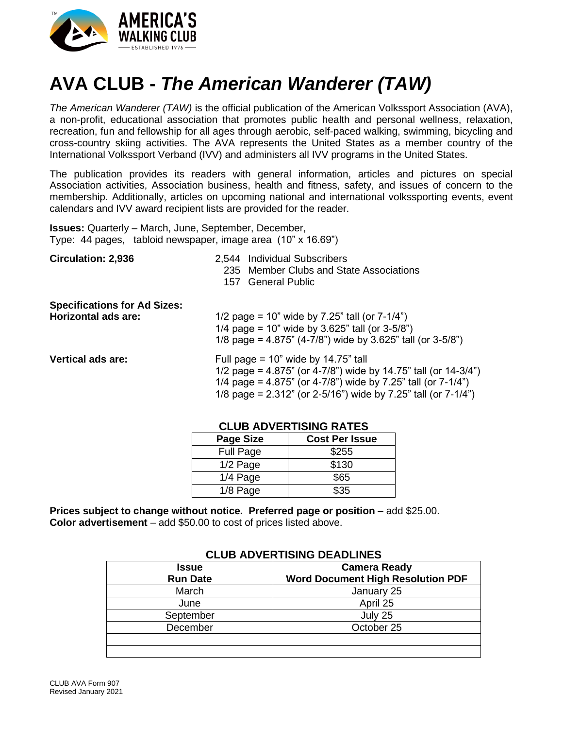AMERICA'S WALKING CLUB
ESTABLISHED 1976

# AVA CLUB - *The American Wanderer (TAW)*

*The American Wanderer (TAW)* is the official publication of the American Volkssport Association (AVA), a non-profit, educational association that promotes public health and personal wellness, relaxation, recreation, fun and fellowship for all ages through aerobic, self-paced walking, swimming, bicycling and cross-country skiing activities. The AVA represents the United States as a member country of the International Volkssport Verband (IVV) and administers all IVV programs in the United States.

The publication provides its readers with general information, articles and pictures on special Association activities, Association business, health and fitness, safety, and issues of concern to the membership. Additionally, articles on upcoming national and international volkssporting events, event calendars and IVV award recipient lists are provided for the reader.

**Issues:** Quarterly – March, June, September, December,
Type: 44 pages, tabloid newspaper, image area (10" x 16.69")

**Circulation: 2,936**

- 2,544 Individual Subscribers
- 235 Member Clubs and State Associations
- 157 General Public

**Specifications for Ad Sizes:**

**Horizontal ads are:**

- 1/2 page = 10" wide by 7.25" tall (or 7-1/4")
- 1/4 page = 10" wide by 3.625" tall (or 3-5/8")
- 1/8 page = 4.875" (4-7/8") wide by 3.625" tall (or 3-5/8")

**Vertical ads are:**

- Full page = 10" wide by 14.75" tall
- 1/2 page = 4.875" (or 4-7/8") wide by 14.75" tall (or 14-3/4")
- 1/4 page = 4.875" (or 4-7/8") wide by 7.25" tall (or 7-1/4")
- 1/8 page = 2.312" (or 2-5/16") wide by 7.25" tall (or 7-1/4")

**CLUB ADVERTISING RATES**

| Page Size | Cost Per Issue |
|---|---|
| Full Page | $255 |
| 1/2 Page | $130 |
| 1/4 Page | $65 |
| 1/8 Page | $35 |

**Prices subject to change without notice. Preferred page or position** – add $25.00.
**Color advertisement** – add $50.00 to cost of prices listed above.

**CLUB ADVERTISING DEADLINES**

| Issue Run Date | Camera Ready Word Document High Resolution PDF |
|---|---|
| March | January 25 |
| June | April 25 |
| September | July 25 |
| December | October 25 |
| | |
| | |

CLUB AVA Form 907
Revised January 2021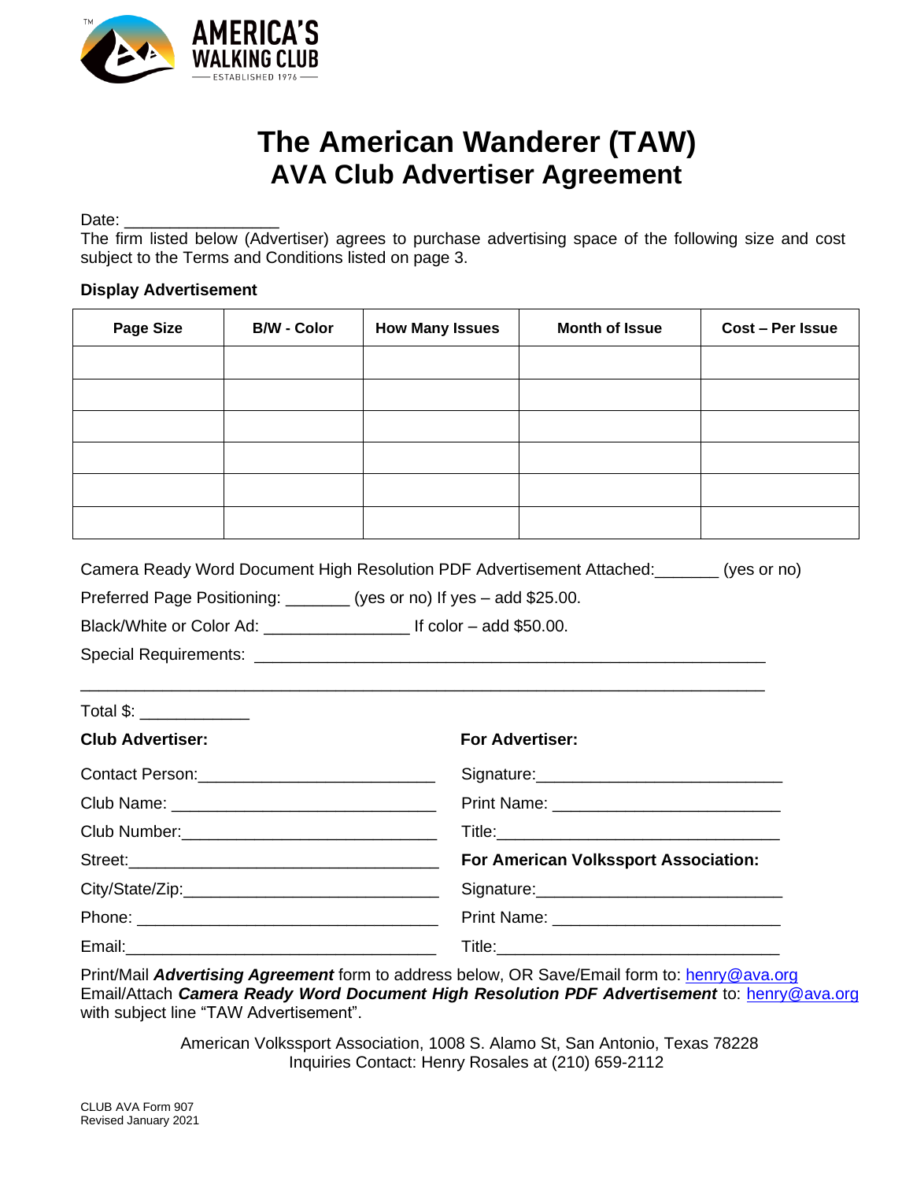# The American Wanderer (TAW)
## AVA Club Advertiser Agreement

Date: _________________

The firm listed below (Advertiser) agrees to purchase advertising space of the following size and cost subject to the Terms and Conditions listed on page 3.

**Display Advertisement**

| Page Size | B/W - Color | How Many Issues | Month of Issue | Cost – Per Issue |
|---|---|---|---|---|
| | | | | |
| | | | | |
| | | | | |
| | | | | |
| | | | | |
| | | | | |

Camera Ready Word Document High Resolution PDF Advertisement Attached:_______ (yes or no)

Preferred Page Positioning: _______ (yes or no) If yes – add $25.00.

Black/White or Color Ad: ________________ If color – add $50.00.

Special Requirements: ___________________________________________________________

_____________________________________________________________________________

Total $: ____________

**Club Advertiser:**

Contact Person:__________________________

Club Name: ______________________________

Club Number:_____________________________

Street:__________________________________

City/State/Zip:____________________________

Phone: _________________________________

Email:__________________________________

**For Advertiser:**

Signature:___________________________

Print Name: _________________________

Title:_______________________________

**For American Volkssport Association:**

Signature:___________________________

Print Name: _________________________

Title:_______________________________

Print/Mail ***Advertising Agreement*** form to address below, OR Save/Email form to: henry@ava.org
Email/Attach ***Camera Ready Word Document High Resolution PDF Advertisement*** to: henry@ava.org with subject line "TAW Advertisement".

American Volkssport Association, 1008 S. Alamo St, San Antonio, Texas 78228
Inquiries Contact: Henry Rosales at (210) 659-2112

CLUB AVA Form 907
Revised January 2021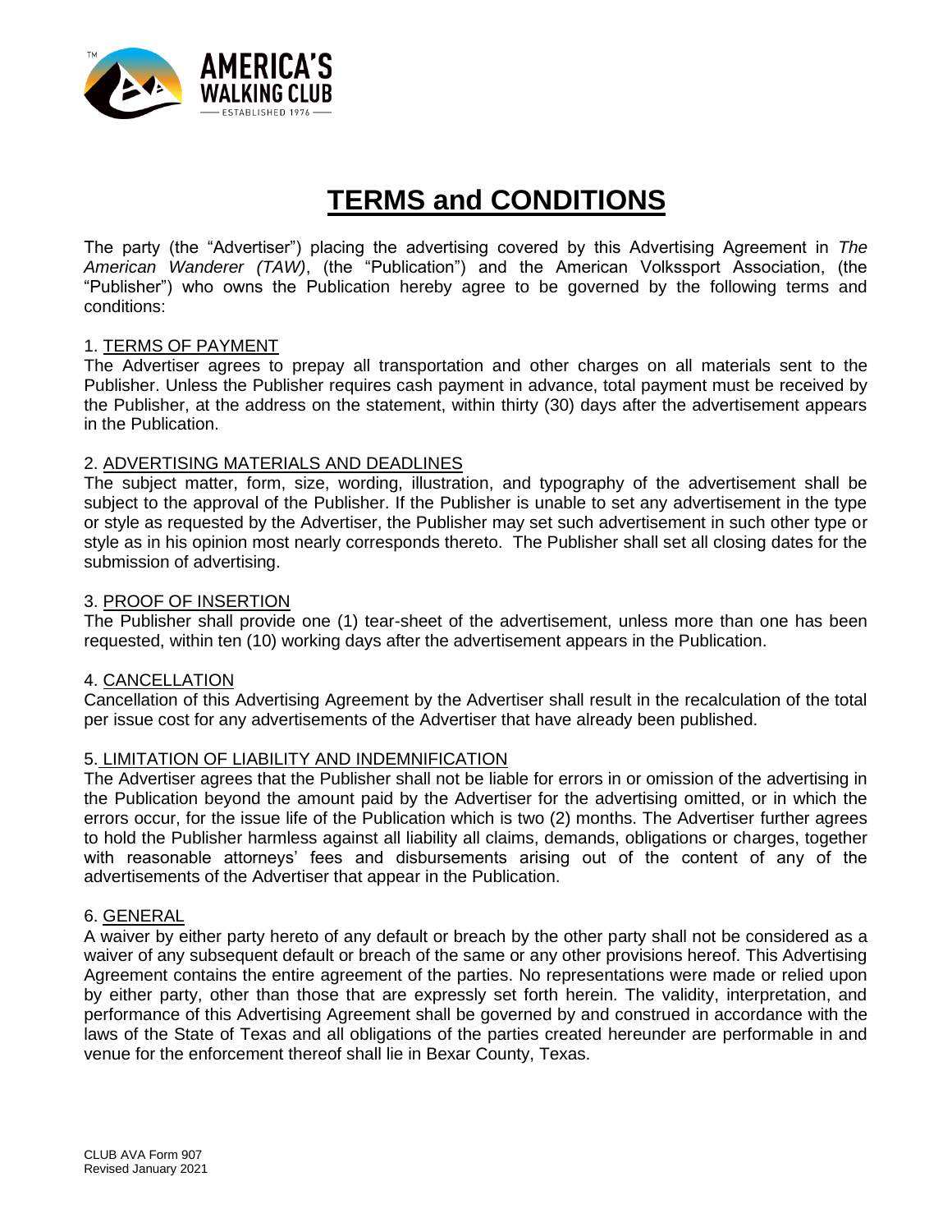# TERMS and CONDITIONS

The party (the "Advertiser") placing the advertising covered by this Advertising Agreement in *The American Wanderer (TAW)*, (the "Publication") and the American Volkssport Association, (the "Publisher") who owns the Publication hereby agree to be governed by the following terms and conditions:

1. TERMS OF PAYMENT
The Advertiser agrees to prepay all transportation and other charges on all materials sent to the Publisher. Unless the Publisher requires cash payment in advance, total payment must be received by the Publisher, at the address on the statement, within thirty (30) days after the advertisement appears in the Publication.

2. ADVERTISING MATERIALS AND DEADLINES
The subject matter, form, size, wording, illustration, and typography of the advertisement shall be subject to the approval of the Publisher. If the Publisher is unable to set any advertisement in the type or style as requested by the Advertiser, the Publisher may set such advertisement in such other type or style as in his opinion most nearly corresponds thereto. The Publisher shall set all closing dates for the submission of advertising.

3. PROOF OF INSERTION
The Publisher shall provide one (1) tear-sheet of the advertisement, unless more than one has been requested, within ten (10) working days after the advertisement appears in the Publication.

4. CANCELLATION
Cancellation of this Advertising Agreement by the Advertiser shall result in the recalculation of the total per issue cost for any advertisements of the Advertiser that have already been published.

5. LIMITATION OF LIABILITY AND INDEMNIFICATION
The Advertiser agrees that the Publisher shall not be liable for errors in or omission of the advertising in the Publication beyond the amount paid by the Advertiser for the advertising omitted, or in which the errors occur, for the issue life of the Publication which is two (2) months. The Advertiser further agrees to hold the Publisher harmless against all liability all claims, demands, obligations or charges, together with reasonable attorneys' fees and disbursements arising out of the content of any of the advertisements of the Advertiser that appear in the Publication.

6. GENERAL
A waiver by either party hereto of any default or breach by the other party shall not be considered as a waiver of any subsequent default or breach of the same or any other provisions hereof. This Advertising Agreement contains the entire agreement of the parties. No representations were made or relied upon by either party, other than those that are expressly set forth herein. The validity, interpretation, and performance of this Advertising Agreement shall be governed by and construed in accordance with the laws of the State of Texas and all obligations of the parties created hereunder are performable in and venue for the enforcement thereof shall lie in Bexar County, Texas.

CLUB AVA Form 907
Revised January 2021